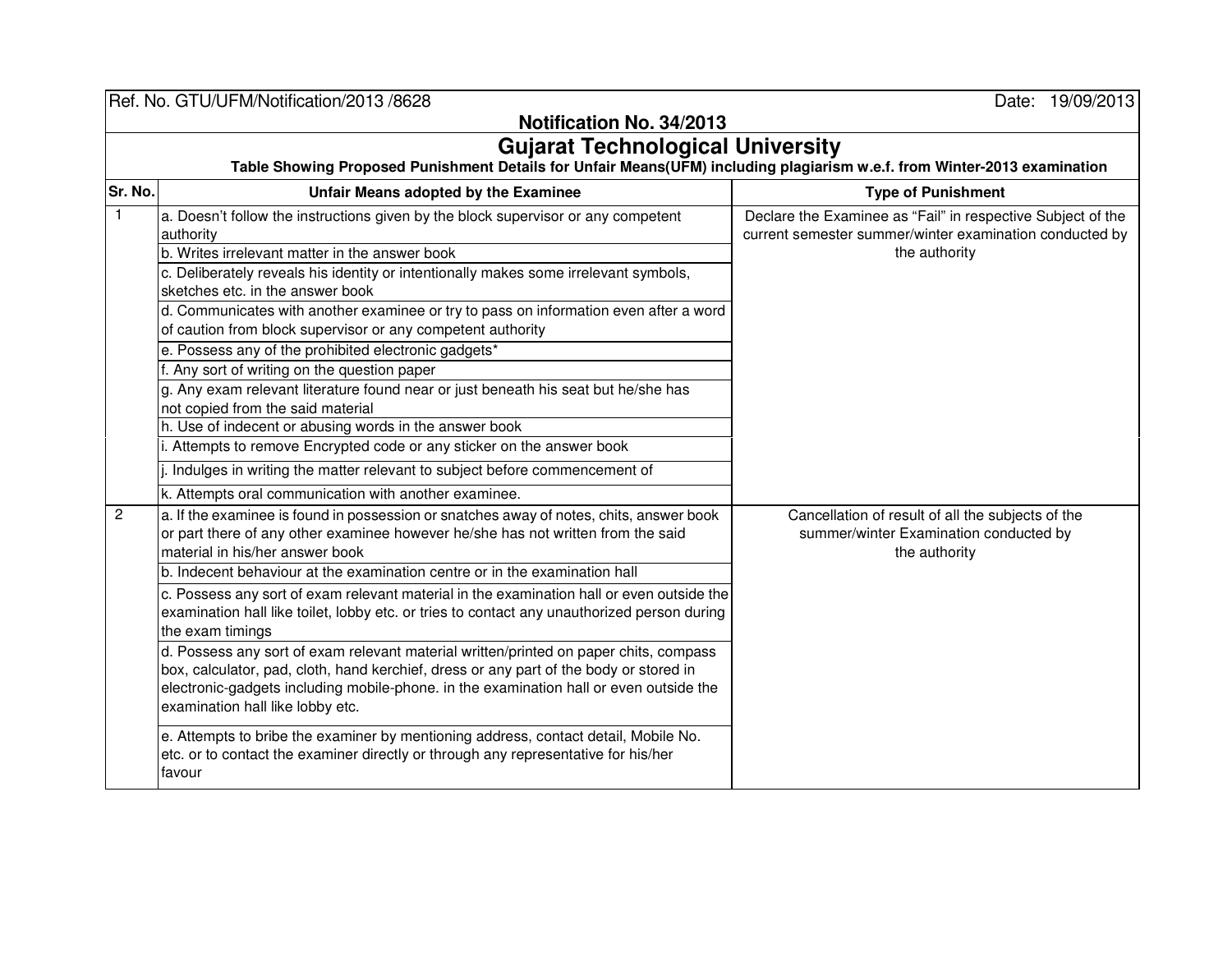Ref. No. GTU/UFM/Notification/2013 /8628 Date: 19/09/2013

**Notification No. 34/2013**

# Gujarat Technological University

**Table Showing Proposed Punishment Details for Unfair Means(UFM) including plagiarism w.e.f. from Winter-2013 examination**

| Sr. No. | Unfair Means adopted by the Examinee | Type of Punishment |
|---|---|---|
| 1 | a. Doesn't follow the instructions given by the block supervisor or any competent authority | Declare the Examinee as "Fail" in respective Subject of the current semester summer/winter examination conducted by the authority |
| | b. Writes irrelevant matter in the answer book | |
| | c. Deliberately reveals his identity or intentionally makes some irrelevant symbols, sketches etc. in the answer book | |
| | d. Communicates with another examinee or try to pass on information even after a word of caution from block supervisor or any competent authority | |
| | e. Possess any of the prohibited electronic gadgets* | |
| | f. Any sort of writing on the question paper | |
| | g. Any exam relevant literature found near or just beneath his seat but he/she has not copied from the said material | |
| | h. Use of indecent or abusing words in the answer book | |
| | i. Attempts to remove Encrypted code or any sticker on the answer book | |
| | j. Indulges in writing the matter relevant to subject before commencement of | |
| | k. Attempts oral communication with another examinee. | |
| 2 | a. If the examinee is found in possession or snatches away of notes, chits, answer book or part there of any other examinee however he/she has not written from the said material in his/her answer book | Cancellation of result of all the subjects of the summer/winter Examination conducted by the authority |
| | b. Indecent behaviour at the examination centre or in the examination hall | |
| | c. Possess any sort of exam relevant material in the examination hall or even outside the examination hall like toilet, lobby etc. or tries to contact any unauthorized person during the exam timings | |
| | d. Possess any sort of exam relevant material written/printed on paper chits, compass box, calculator, pad, cloth, hand kerchief, dress or any part of the body or stored in electronic-gadgets including mobile-phone. in the examination hall or even outside the examination hall like lobby etc. | |
| | e. Attempts to bribe the examiner by mentioning address, contact detail, Mobile No. etc. or to contact the examiner directly or through any representative for his/her favour | |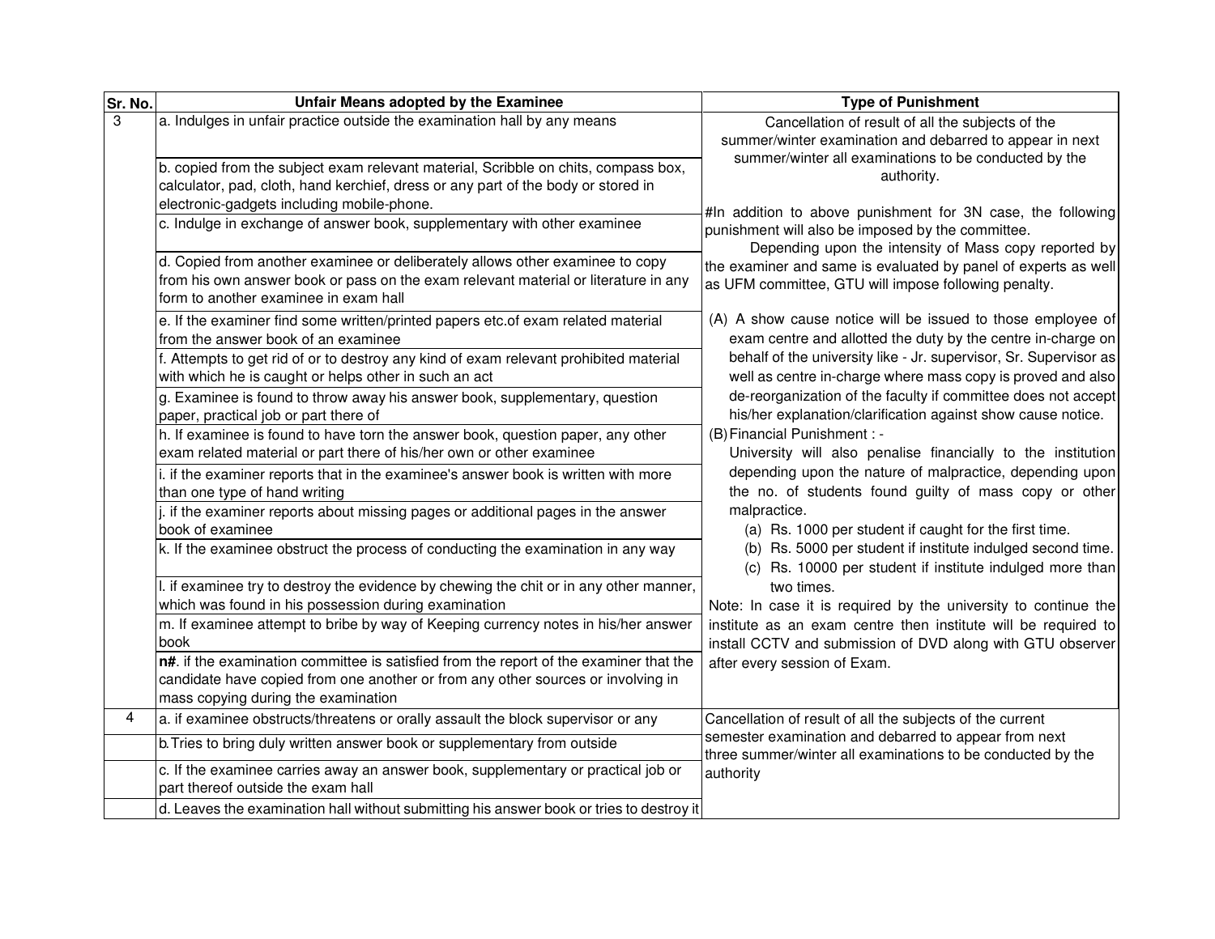| Sr. No. | Unfair Means adopted by the Examinee | Type of Punishment |
|---|---|---|
| 3 | a. Indulges in unfair practice outside the examination hall by any means | Cancellation of result of all the subjects of the summer/winter examination and debarred to appear in next summer/winter all examinations to be conducted by the authority.<br><br>#In addition to above punishment for 3N case, the following punishment will also be imposed by the committee.<br>Depending upon the intensity of Mass copy reported by the examiner and same is evaluated by panel of experts as well as UFM committee, GTU will impose following penalty.<br><br>(A) A show cause notice will be issued to those employee of exam centre and allotted the duty by the centre in-charge on behalf of the university like - Jr. supervisor, Sr. Supervisor as well as centre in-charge where mass copy is proved and also de-reorganization of the faculty if committee does not accept his/her explanation/clarification against show cause notice.<br>(B) Financial Punishment : -<br>University will also penalise financially to the institution depending upon the nature of malpractice, depending upon the no. of students found guilty of mass copy or other malpractice.<br>(a) Rs. 1000 per student if caught for the first time.<br>(b) Rs. 5000 per student if institute indulged second time.<br>(c) Rs. 10000 per student if institute indulged more than two times.<br>Note: In case it is required by the university to continue the institute as an exam centre then institute will be required to install CCTV and submission of DVD along with GTU observer after every session of Exam. |
| | b. copied from the subject exam relevant material, Scribble on chits, compass box, calculator, pad, cloth, hand kerchief, dress or any part of the body or stored in electronic-gadgets including mobile-phone. | |
| | c. Indulge in exchange of answer book, supplementary with other examinee | |
| | d. Copied from another examinee or deliberately allows other examinee to copy from his own answer book or pass on the exam relevant material or literature in any form to another examinee in exam hall | |
| | e. If the examiner find some written/printed papers etc.of exam related material from the answer book of an examinee | |
| | f. Attempts to get rid of or to destroy any kind of exam relevant prohibited material with which he is caught or helps other in such an act | |
| | g. Examinee is found to throw away his answer book, supplementary, question paper, practical job or part there of | |
| | h. If examinee is found to have torn the answer book, question paper, any other exam related material or part there of his/her own or other examinee | |
| | i. if the examiner reports that in the examinee's answer book is written with more than one type of hand writing | |
| | j. if the examiner reports about missing pages or additional pages in the answer book of examinee | |
| | k. If the examinee obstruct the process of conducting the examination in any way | |
| | l. if examinee try to destroy the evidence by chewing the chit or in any other manner, which was found in his possession during examination | |
| | m. If examinee attempt to bribe by way of Keeping currency notes in his/her answer book | |
| | **n#**. if the examination committee is satisfied from the report of the examiner that the candidate have copied from one another or from any other sources or involving in mass copying during the examination | |
| 4 | a. if examinee obstructs/threatens or orally assault the block supervisor or any | Cancellation of result of all the subjects of the current semester examination and debarred to appear from next three summer/winter all examinations to be conducted by the authority |
| | b. Tries to bring duly written answer book or supplementary from outside | |
| | c. If the examinee carries away an answer book, supplementary or practical job or part thereof outside the exam hall | |
| | d. Leaves the examination hall without submitting his answer book or tries to destroy it | |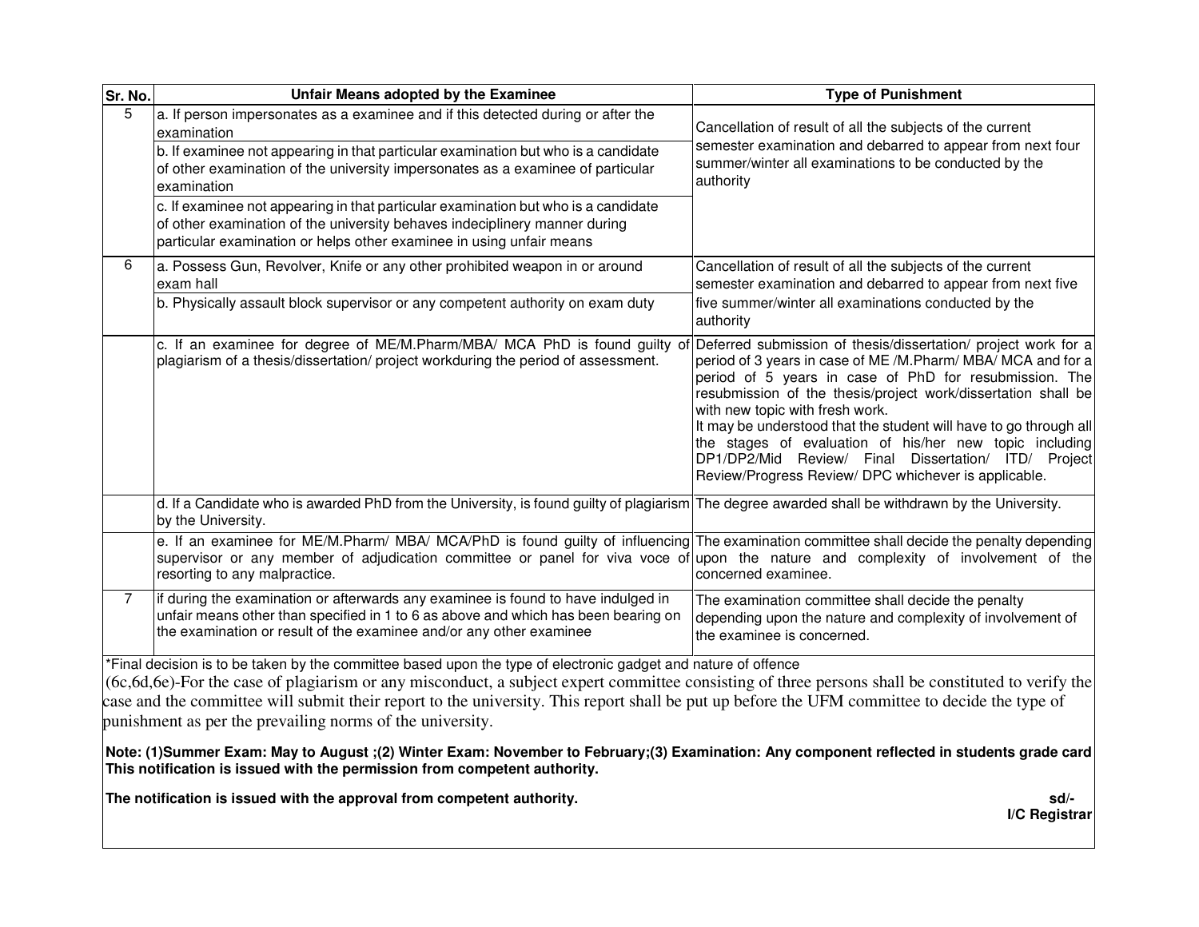| Sr. No. | Unfair Means adopted by the Examinee | Type of Punishment |
|---|---|---|
| 5 | a. If person impersonates as a examinee and if this detected during or after the examination | Cancellation of result of all the subjects of the current semester examination and debarred to appear from next four summer/winter all examinations to be conducted by the authority |
| | b. If examinee not appearing in that particular examination but who is a candidate of other examination of the university impersonates as a examinee of particular examination | |
| | c. If examinee not appearing in that particular examination but who is a candidate of other examination of the university behaves indeciplinery manner during particular examination or helps other examinee in using unfair means | |
| 6 | a. Possess Gun, Revolver, Knife or any other prohibited weapon in or around exam hall | Cancellation of result of all the subjects of the current semester examination and debarred to appear from next five five summer/winter all examinations conducted by the authority |
| | b. Physically assault block supervisor or any competent authority on exam duty | |
| | c. If an examinee for degree of ME/M.Pharm/MBA/ MCA PhD is found guilty of plagiarism of a thesis/dissertation/ project workduring the period of assessment. | Deferred submission of thesis/dissertation/ project work for a period of 3 years in case of ME /M.Pharm/ MBA/ MCA and for a period of 5 years in case of PhD for resubmission. The resubmission of the thesis/project work/dissertation shall be with new topic with fresh work.<br>It may be understood that the student will have to go through all the stages of evaluation of his/her new topic including DP1/DP2/Mid Review/ Final Dissertation/ ITD/ Project Review/Progress Review/ DPC whichever is applicable. |
| | d. If a Candidate who is awarded PhD from the University, is found guilty of plagiarism by the University. | The degree awarded shall be withdrawn by the University. |
| | e. If an examinee for ME/M.Pharm/ MBA/ MCA/PhD is found guilty of influencing supervisor or any member of adjudication committee or panel for viva voce of resorting to any malpractice. | The examination committee shall decide the penalty depending upon the nature and complexity of involvement of the concerned examinee. |
| 7 | if during the examination or afterwards any examinee is found to have indulged in unfair means other than specified in 1 to 6 as above and which has been bearing on the examination or result of the examinee and/or any other examinee | The examination committee shall decide the penalty depending upon the nature and complexity of involvement of the examinee is concerned. |

*Final decision is to be taken by the committee based upon the type of electronic gadget and nature of offence

(6c,6d,6e)-For the case of plagiarism or any misconduct, a subject expert committee consisting of three persons shall be constituted to verify the case and the committee will submit their report to the university. This report shall be put up before the UFM committee to decide the type of punishment as per the prevailing norms of the university.

**Note: (1)Summer Exam: May to August ;(2) Winter Exam: November to February;(3) Examination: Any component reflected in students grade card**
**This notification is issued with the permission from competent authority.**

**The notification is issued with the approval from competent authority.**

**sd/-**
**I/C Registrar**